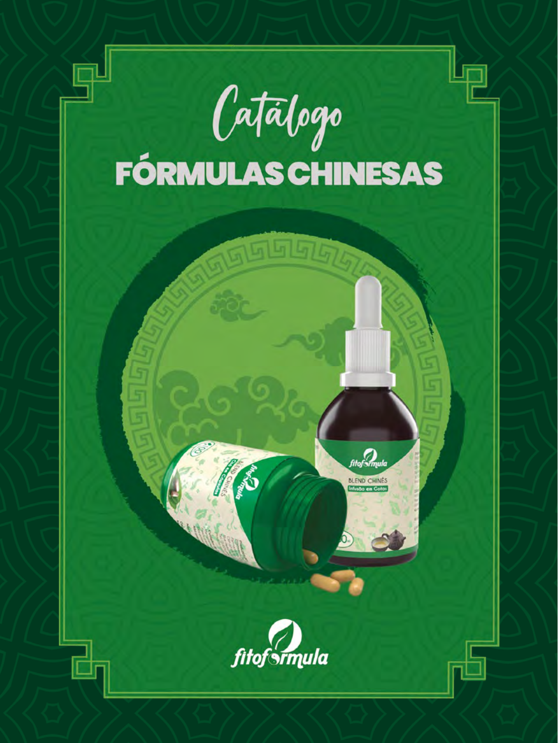# Catálogo

# FÓRMULAS CHINESAS

fitoformula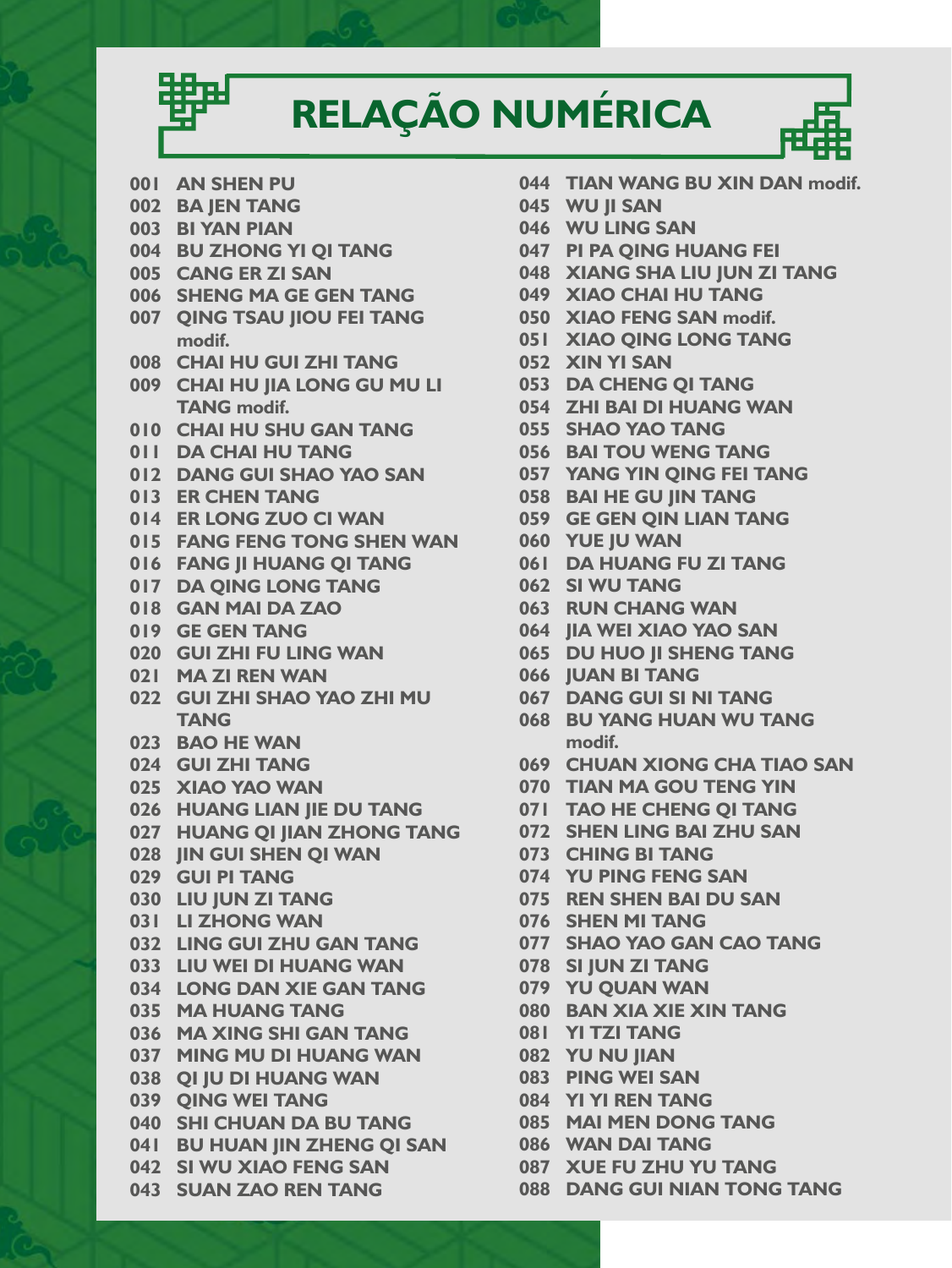# RELAÇÃO NUMÉRICA

001 AN SHEN PU
002 BA JEN TANG
003 BI YAN PIAN
004 BU ZHONG YI QI TANG
005 CANG ER ZI SAN
006 SHENG MA GE GEN TANG
007 QING TSAU JIOU FEI TANG modif.
008 CHAI HU GUI ZHI TANG
009 CHAI HU JIA LONG GU MU LI TANG modif.
010 CHAI HU SHU GAN TANG
011 DA CHAI HU TANG
012 DANG GUI SHAO YAO SAN
013 ER CHEN TANG
014 ER LONG ZUO CI WAN
015 FANG FENG TONG SHEN WAN
016 FANG JI HUANG QI TANG
017 DA QING LONG TANG
018 GAN MAI DA ZAO
019 GE GEN TANG
020 GUI ZHI FU LING WAN
021 MA ZI REN WAN
022 GUI ZHI SHAO YAO ZHI MU TANG
023 BAO HE WAN
024 GUI ZHI TANG
025 XIAO YAO WAN
026 HUANG LIAN JIE DU TANG
027 HUANG QI JIAN ZHONG TANG
028 JIN GUI SHEN QI WAN
029 GUI PI TANG
030 LIU JUN ZI TANG
031 LI ZHONG WAN
032 LING GUI ZHU GAN TANG
033 LIU WEI DI HUANG WAN
034 LONG DAN XIE GAN TANG
035 MA HUANG TANG
036 MA XING SHI GAN TANG
037 MING MU DI HUANG WAN
038 QI JU DI HUANG WAN
039 QING WEI TANG
040 SHI CHUAN DA BU TANG
041 BU HUAN JIN ZHENG QI SAN
042 SI WU XIAO FENG SAN
043 SUAN ZAO REN TANG
044 TIAN WANG BU XIN DAN modif.
045 WU JI SAN
046 WU LING SAN
047 PI PA QING HUANG FEI
048 XIANG SHA LIU JUN ZI TANG
049 XIAO CHAI HU TANG
050 XIAO FENG SAN modif.
051 XIAO QING LONG TANG
052 XIN YI SAN
053 DA CHENG QI TANG
054 ZHI BAI DI HUANG WAN
055 SHAO YAO TANG
056 BAI TOU WENG TANG
057 YANG YIN QING FEI TANG
058 BAI HE GU JIN TANG
059 GE GEN QIN LIAN TANG
060 YUE JU WAN
061 DA HUANG FU ZI TANG
062 SI WU TANG
063 RUN CHANG WAN
064 JIA WEI XIAO YAO SAN
065 DU HUO JI SHENG TANG
066 JUAN BI TANG
067 DANG GUI SI NI TANG
068 BU YANG HUAN WU TANG modif.
069 CHUAN XIONG CHA TIAO SAN
070 TIAN MA GOU TENG YIN
071 TAO HE CHENG QI TANG
072 SHEN LING BAI ZHU SAN
073 CHING BI TANG
074 YU PING FENG SAN
075 REN SHEN BAI DU SAN
076 SHEN MI TANG
077 SHAO YAO GAN CAO TANG
078 SI JUN ZI TANG
079 YU QUAN WAN
080 BAN XIA XIE XIN TANG
081 YI TZI TANG
082 YU NU JIAN
083 PING WEI SAN
084 YI YI REN TANG
085 MAI MEN DONG TANG
086 WAN DAI TANG
087 XUE FU ZHU YU TANG
088 DANG GUI NIAN TONG TANG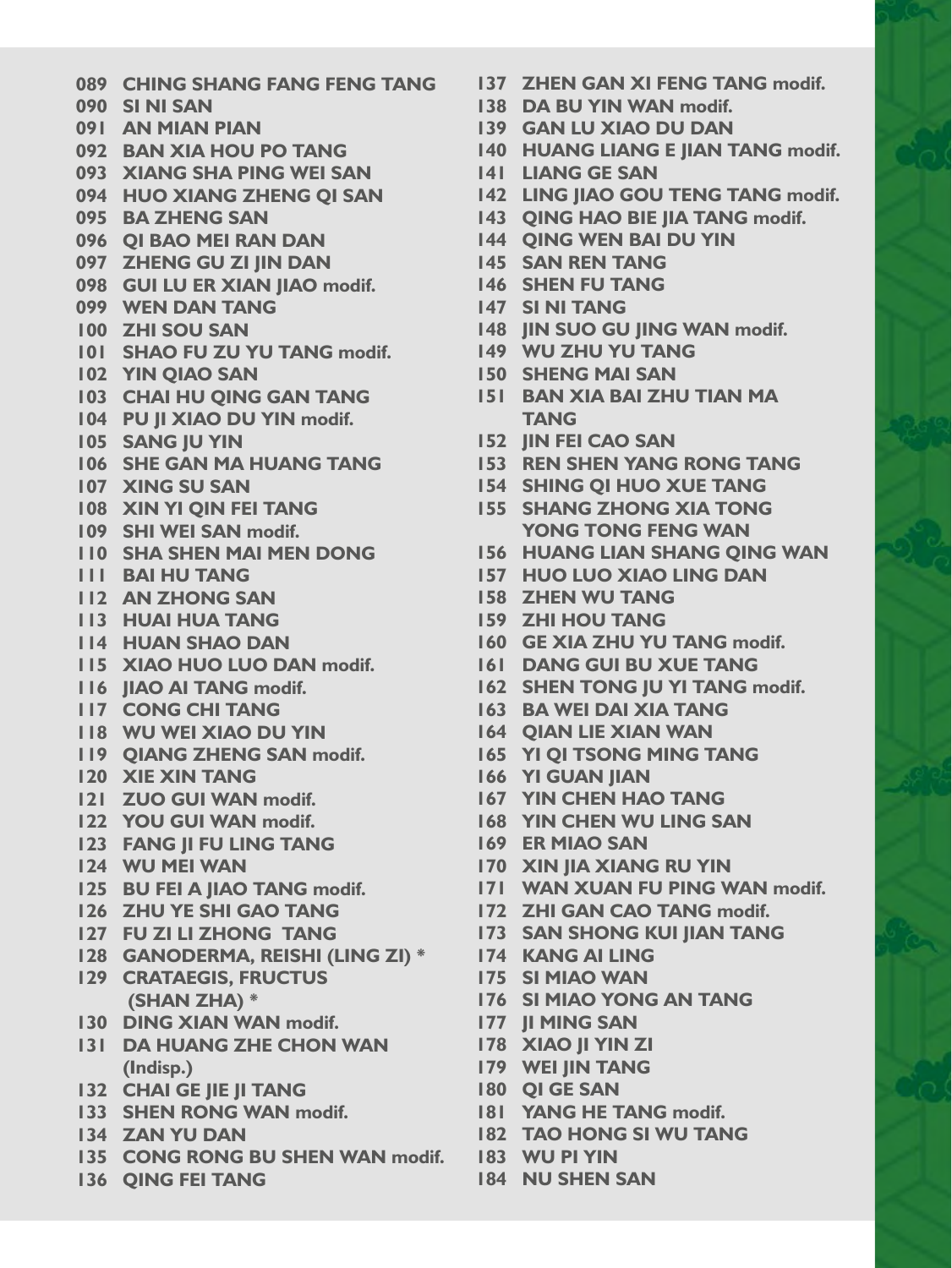089 **CHING SHANG FANG FENG TANG**
090 **SI NI SAN**
091 **AN MIAN PIAN**
092 **BAN XIA HOU PO TANG**
093 **XIANG SHA PING WEI SAN**
094 **HUO XIANG ZHENG QI SAN**
095 **BA ZHENG SAN**
096 **QI BAO MEI RAN DAN**
097 **ZHENG GU ZI JIN DAN**
098 **GUI LU ER XIAN JIAO** modif.
099 **WEN DAN TANG**
100 **ZHI SOU SAN**
101 **SHAO FU ZU YU TANG** modif.
102 **YIN QIAO SAN**
103 **CHAI HU QING GAN TANG**
104 **PU JI XIAO DU YIN** modif.
105 **SANG JU YIN**
106 **SHE GAN MA HUANG TANG**
107 **XING SU SAN**
108 **XIN YI QIN FEI TANG**
109 **SHI WEI SAN** modif.
110 **SHA SHEN MAI MEN DONG**
111 **BAI HU TANG**
112 **AN ZHONG SAN**
113 **HUAI HUA TANG**
114 **HUAN SHAO DAN**
115 **XIAO HUO LUO DAN** modif.
116 **JIAO AI TANG** modif.
117 **CONG CHI TANG**
118 **WU WEI XIAO DU YIN**
119 **QIANG ZHENG SAN** modif.
120 **XIE XIN TANG**
121 **ZUO GUI WAN** modif.
122 **YOU GUI WAN** modif.
123 **FANG JI FU LING TANG**
124 **WU MEI WAN**
125 **BU FEI A JIAO TANG** modif.
126 **ZHU YE SHI GAO TANG**
127 **FU ZI LI ZHONG TANG**
128 **GANODERMA, REISHI (LING ZI) ***
129 **CRATAEGIS, FRUCTUS (SHAN ZHA) ***
130 **DING XIAN WAN** modif.
131 **DA HUANG ZHE CHON WAN (Indisp.)**
132 **CHAI GE JIE JI TANG**
133 **SHEN RONG WAN** modif.
134 **ZAN YU DAN**
135 **CONG RONG BU SHEN WAN** modif.
136 **QING FEI TANG**
137 **ZHEN GAN XI FENG TANG** modif.
138 **DA BU YIN WAN** modif.
139 **GAN LU XIAO DU DAN**
140 **HUANG LIANG E JIAN TANG** modif.
141 **LIANG GE SAN**
142 **LING JIAO GOU TENG TANG** modif.
143 **QING HAO BIE JIA TANG** modif.
144 **QING WEN BAI DU YIN**
145 **SAN REN TANG**
146 **SHEN FU TANG**
147 **SI NI TANG**
148 **JIN SUO GU JING WAN** modif.
149 **WU ZHU YU TANG**
150 **SHENG MAI SAN**
151 **BAN XIA BAI ZHU TIAN MA TANG**
152 **JIN FEI CAO SAN**
153 **REN SHEN YANG RONG TANG**
154 **SHING QI HUO XUE TANG**
155 **SHANG ZHONG XIA TONG YONG TONG FENG WAN**
156 **HUANG LIAN SHANG QING WAN**
157 **HUO LUO XIAO LING DAN**
158 **ZHEN WU TANG**
159 **ZHI HOU TANG**
160 **GE XIA ZHU YU TANG** modif.
161 **DANG GUI BU XUE TANG**
162 **SHEN TONG JU YI TANG** modif.
163 **BA WEI DAI XIA TANG**
164 **QIAN LIE XIAN WAN**
165 **YI QI TSONG MING TANG**
166 **YI GUAN JIAN**
167 **YIN CHEN HAO TANG**
168 **YIN CHEN WU LING SAN**
169 **ER MIAO SAN**
170 **XIN JIA XIANG RU YIN**
171 **WAN XUAN FU PING WAN** modif.
172 **ZHI GAN CAO TANG** modif.
173 **SAN SHONG KUI JIAN TANG**
174 **KANG AI LING**
175 **SI MIAO WAN**
176 **SI MIAO YONG AN TANG**
177 **JI MING SAN**
178 **XIAO JI YIN ZI**
179 **WEI JIN TANG**
180 **QI GE SAN**
181 **YANG HE TANG** modif.
182 **TAO HONG SI WU TANG**
183 **WU PI YIN**
184 **NU SHEN SAN**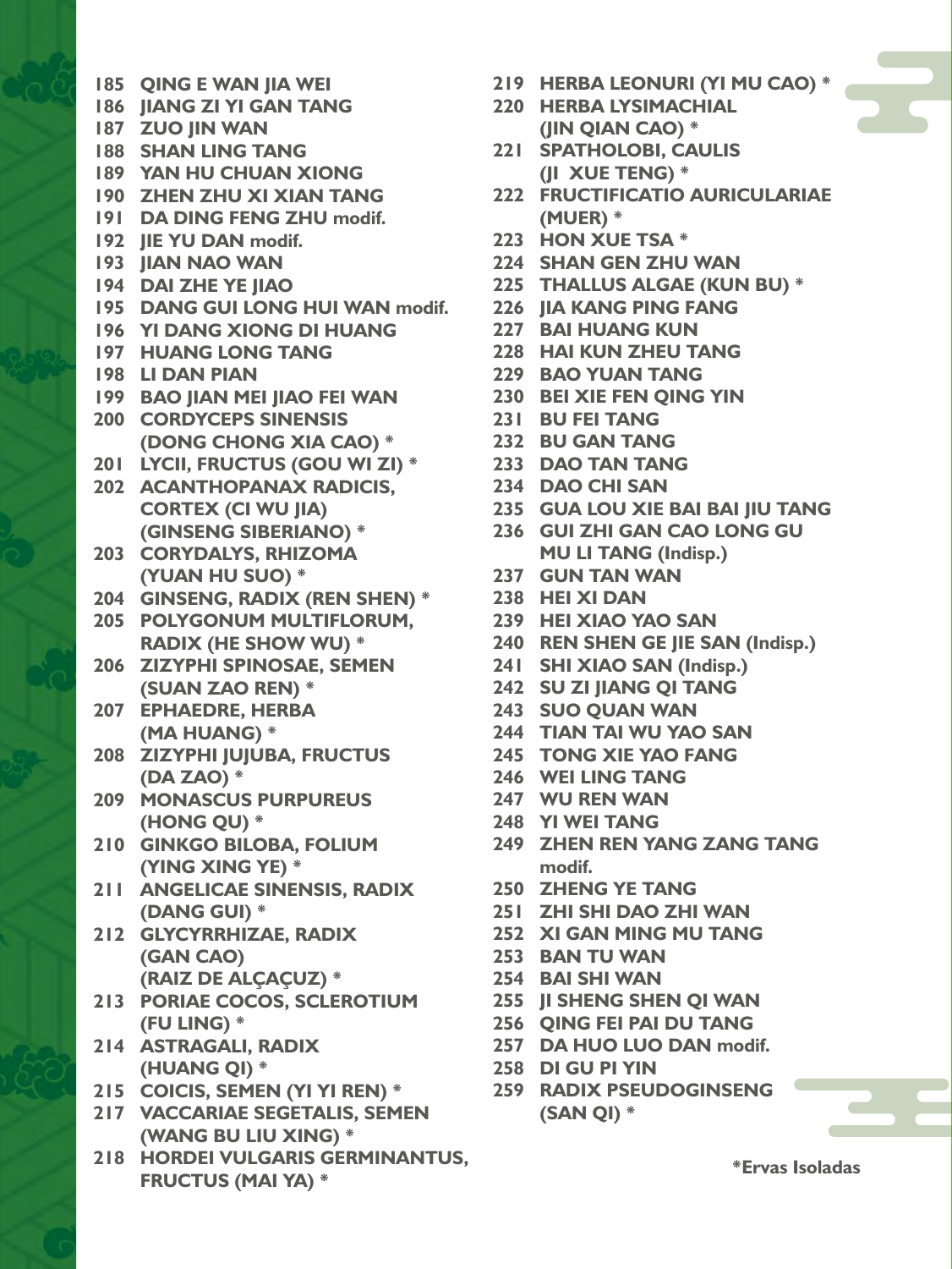**185 QING E WAN JIA WEI**
**186 JIANG ZI YI GAN TANG**
**187 ZUO JIN WAN**
**188 SHAN LING TANG**
**189 YAN HU CHUAN XIONG**
**190 ZHEN ZHU XI XIAN TANG**
**191 DA DING FENG ZHU modif.**
**192 JIE YU DAN modif.**
**193 JIAN NAO WAN**
**194 DAI ZHE YE JIAO**
**195 DANG GUI LONG HUI WAN modif.**
**196 YI DANG XIONG DI HUANG**
**197 HUANG LONG TANG**
**198 LI DAN PIAN**
**199 BAO JIAN MEI JIAO FEI WAN**
**200 CORDYCEPS SINENSIS (DONG CHONG XIA CAO) ***
**201 LYCII, FRUCTUS (GOU WI ZI) ***
**202 ACANTHOPANAX RADICIS, CORTEX (CI WU JIA) (GINSENG SIBERIANO) ***
**203 CORYDALYS, RHIZOMA (YUAN HU SUO) ***
**204 GINSENG, RADIX (REN SHEN) ***
**205 POLYGONUM MULTIFLORUM, RADIX (HE SHOW WU) ***
**206 ZIZYPHI SPINOSAE, SEMEN (SUAN ZAO REN) ***
**207 EPHAEDRE, HERBA (MA HUANG) ***
**208 ZIZYPHI JUJUBA, FRUCTUS (DA ZAO) ***
**209 MONASCUS PURPUREUS (HONG QU) ***
**210 GINKGO BILOBA, FOLIUM (YING XING YE) ***
**211 ANGELICAE SINENSIS, RADIX (DANG GUI) ***
**212 GLYCYRRHIZAE, RADIX (GAN CAO) (RAIZ DE ALÇAÇUZ) ***
**213 PORIAE COCOS, SCLEROTIUM (FU LING) ***
**214 ASTRAGALI, RADIX (HUANG QI) ***
**215 COICIS, SEMEN (YI YI REN) ***
**217 VACCARIAE SEGETALIS, SEMEN (WANG BU LIU XING) ***
**218 HORDEI VULGARIS GERMINANTUS, FRUCTUS (MAI YA) ***
**219 HERBA LEONURI (YI MU CAO) ***
**220 HERBA LYSIMACHIAL (JIN QIAN CAO) ***
**221 SPATHOLOBI, CAULIS (JI XUE TENG) ***
**222 FRUCTIFICATIO AURICULARIAE (MUER) ***
**223 HON XUE TSA ***
**224 SHAN GEN ZHU WAN**
**225 THALLUS ALGAE (KUN BU) ***
**226 JIA KANG PING FANG**
**227 BAI HUANG KUN**
**228 HAI KUN ZHEU TANG**
**229 BAO YUAN TANG**
**230 BEI XIE FEN QING YIN**
**231 BU FEI TANG**
**232 BU GAN TANG**
**233 DAO TAN TANG**
**234 DAO CHI SAN**
**235 GUA LOU XIE BAI BAI JIU TANG**
**236 GUI ZHI GAN CAO LONG GU MU LI TANG (Indisp.)**
**237 GUN TAN WAN**
**238 HEI XI DAN**
**239 HEI XIAO YAO SAN**
**240 REN SHEN GE JIE SAN (Indisp.)**
**241 SHI XIAO SAN (Indisp.)**
**242 SU ZI JIANG QI TANG**
**243 SUO QUAN WAN**
**244 TIAN TAI WU YAO SAN**
**245 TONG XIE YAO FANG**
**246 WEI LING TANG**
**247 WU REN WAN**
**248 YI WEI TANG**
**249 ZHEN REN YANG ZANG TANG modif.**
**250 ZHENG YE TANG**
**251 ZHI SHI DAO ZHI WAN**
**252 XI GAN MING MU TANG**
**253 BAN TU WAN**
**254 BAI SHI WAN**
**255 JI SHENG SHEN QI WAN**
**256 QING FEI PAI DU TANG**
**257 DA HUO LUO DAN modif.**
**258 DI GU PI YIN**
**259 RADIX PSEUDOGINSENG (SAN QI) ***

***Ervas Isoladas**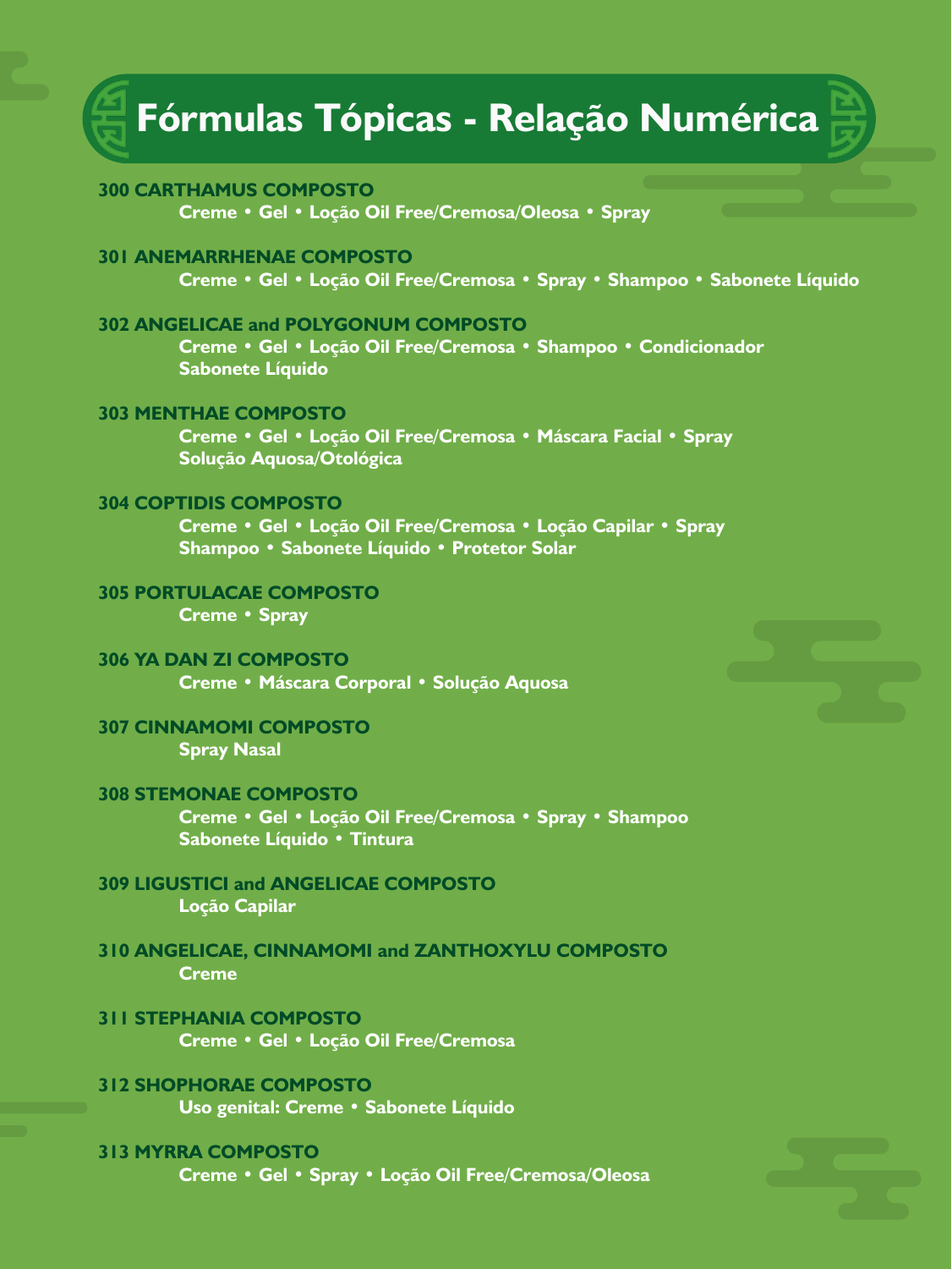# Fórmulas Tópicas - Relação Numérica

**300 CARTHAMUS COMPOSTO**
Creme • Gel • Loção Oil Free/Cremosa/Oleosa • Spray

**301 ANEMARRHENAE COMPOSTO**
Creme • Gel • Loção Oil Free/Cremosa • Spray • Shampoo • Sabonete Líquido

**302 ANGELICAE and POLYGONUM COMPOSTO**
Creme • Gel • Loção Oil Free/Cremosa • Shampoo • Condicionador
Sabonete Líquido

**303 MENTHAE COMPOSTO**
Creme • Gel • Loção Oil Free/Cremosa • Máscara Facial • Spray
Solução Aquosa/Otológica

**304 COPTIDIS COMPOSTO**
Creme • Gel • Loção Oil Free/Cremosa • Loção Capilar • Spray
Shampoo • Sabonete Líquido • Protetor Solar

**305 PORTULACAE COMPOSTO**
Creme • Spray

**306 YA DAN ZI COMPOSTO**
Creme • Máscara Corporal • Solução Aquosa

**307 CINNAMOMI COMPOSTO**
Spray Nasal

**308 STEMONAE COMPOSTO**
Creme • Gel • Loção Oil Free/Cremosa • Spray • Shampoo
Sabonete Líquido • Tintura

**309 LIGUSTICI and ANGELICAE COMPOSTO**
Loção Capilar

**310 ANGELICAE, CINNAMOMI and ZANTHOXYLU COMPOSTO**
Creme

**311 STEPHANIA COMPOSTO**
Creme • Gel • Loção Oil Free/Cremosa

**312 SHOPHORAE COMPOSTO**
Uso genital: Creme • Sabonete Líquido

**313 MYRRA COMPOSTO**
Creme • Gel • Spray • Loção Oil Free/Cremosa/Oleosa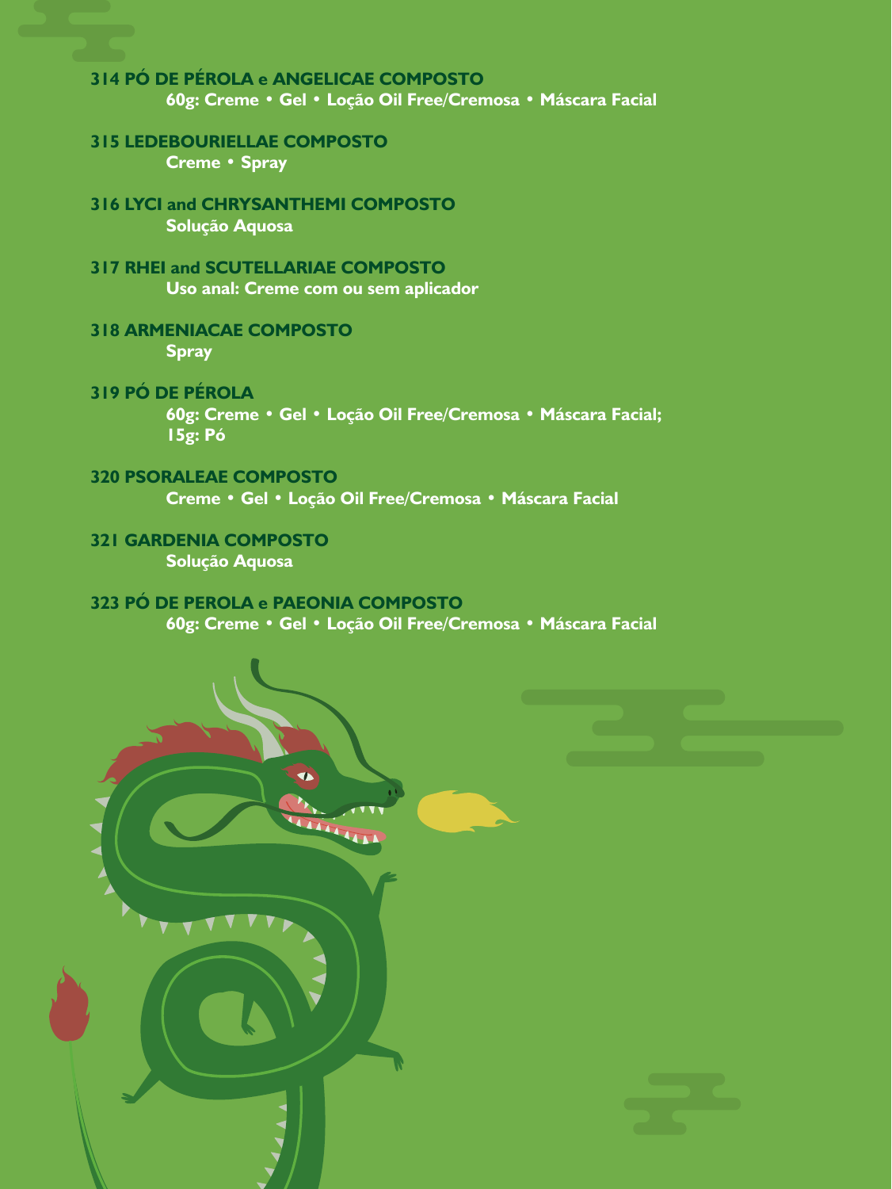**314 PÓ DE PÉROLA e ANGELICAE COMPOSTO**
**60g: Creme • Gel • Loção Oil Free/Cremosa • Máscara Facial**

**315 LEDEBOURIELLAE COMPOSTO**
**Creme • Spray**

**316 LYCI and CHRYSANTHEMI COMPOSTO**
**Solução Aquosa**

**317 RHEI and SCUTELLARIAE COMPOSTO**
**Uso anal: Creme com ou sem aplicador**

**318 ARMENIACAE COMPOSTO**
**Spray**

**319 PÓ DE PÉROLA**
**60g: Creme • Gel • Loção Oil Free/Cremosa • Máscara Facial;**
**15g: Pó**

**320 PSORALEAE COMPOSTO**
**Creme • Gel • Loção Oil Free/Cremosa • Máscara Facial**

**321 GARDENIA COMPOSTO**
**Solução Aquosa**

**323 PÓ DE PEROLA e PAEONIA COMPOSTO**
**60g: Creme • Gel • Loção Oil Free/Cremosa • Máscara Facial**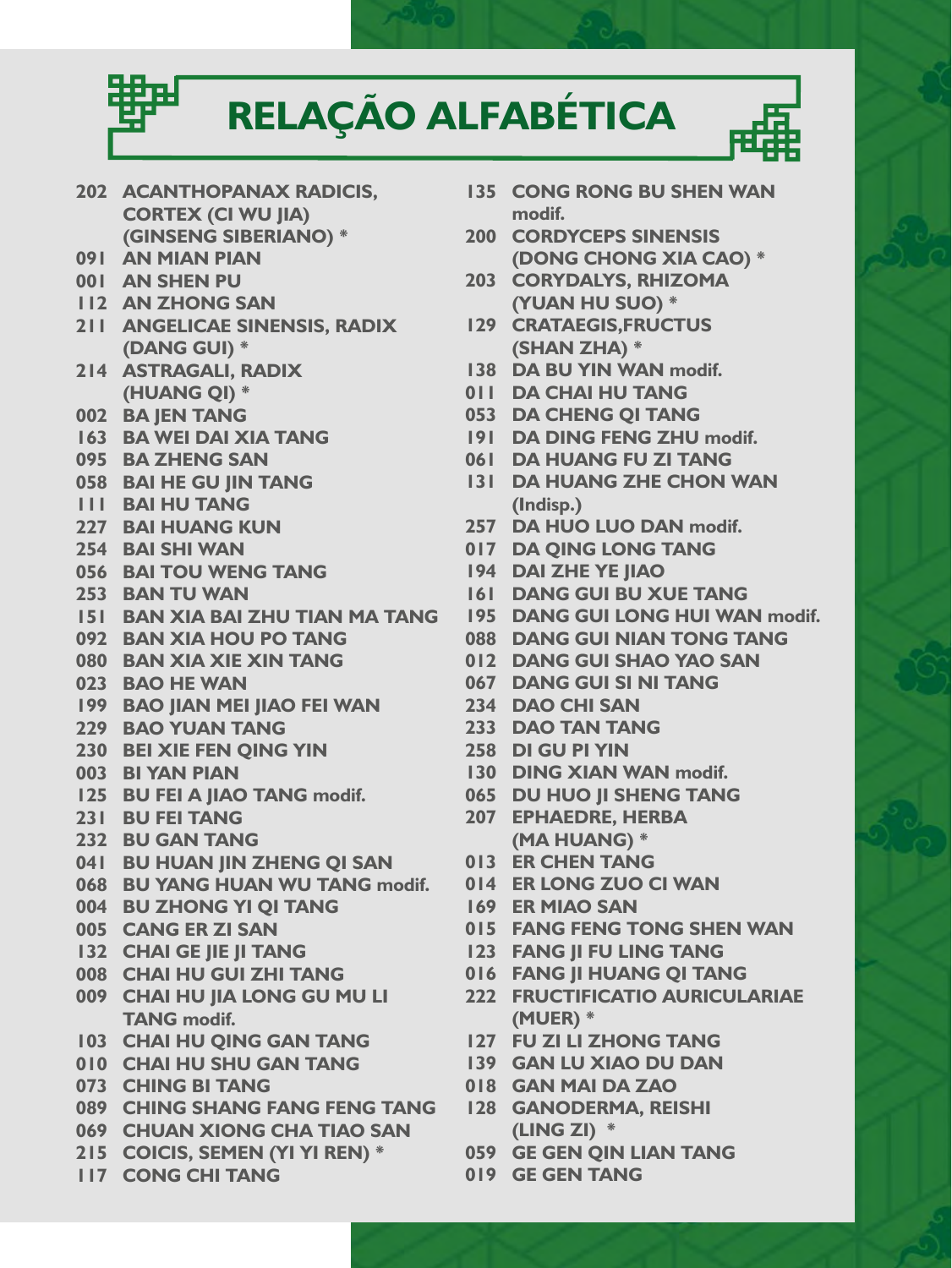# RELAÇÃO ALFABÉTICA

- 202 ACANTHOPANAX RADICIS, CORTEX (CI WU JIA) (GINSENG SIBERIANO) *
- 091 AN MIAN PIAN
- 001 AN SHEN PU
- 112 AN ZHONG SAN
- 211 ANGELICAE SINENSIS, RADIX (DANG GUI) *
- 214 ASTRAGALI, RADIX (HUANG QI) *
- 002 BA JEN TANG
- 163 BA WEI DAI XIA TANG
- 095 BA ZHENG SAN
- 058 BAI HE GU JIN TANG
- 111 BAI HU TANG
- 227 BAI HUANG KUN
- 254 BAI SHI WAN
- 056 BAI TOU WENG TANG
- 253 BAN TU WAN
- 151 BAN XIA BAI ZHU TIAN MA TANG
- 092 BAN XIA HOU PO TANG
- 080 BAN XIA XIE XIN TANG
- 023 BAO HE WAN
- 199 BAO JIAN MEI JIAO FEI WAN
- 229 BAO YUAN TANG
- 230 BEI XIE FEN QING YIN
- 003 BI YAN PIAN
- 125 BU FEI A JIAO TANG modif.
- 231 BU FEI TANG
- 232 BU GAN TANG
- 041 BU HUAN JIN ZHENG QI SAN
- 068 BU YANG HUAN WU TANG modif.
- 004 BU ZHONG YI QI TANG
- 005 CANG ER ZI SAN
- 132 CHAI GE JIE JI TANG
- 008 CHAI HU GUI ZHI TANG
- 009 CHAI HU JIA LONG GU MU LI TANG modif.
- 103 CHAI HU QING GAN TANG
- 010 CHAI HU SHU GAN TANG
- 073 CHING BI TANG
- 089 CHING SHANG FANG FENG TANG
- 069 CHUAN XIONG CHA TIAO SAN
- 215 COICIS, SEMEN (YI YI REN) *
- 117 CONG CHI TANG
- 135 CONG RONG BU SHEN WAN modif.
- 200 CORDYCEPS SINENSIS (DONG CHONG XIA CAO) *
- 203 CORYDALYS, RHIZOMA (YUAN HU SUO) *
- 129 CRATAEGIS,FRUCTUS (SHAN ZHA) *
- 138 DA BU YIN WAN modif.
- 011 DA CHAI HU TANG
- 053 DA CHENG QI TANG
- 191 DA DING FENG ZHU modif.
- 061 DA HUANG FU ZI TANG
- 131 DA HUANG ZHE CHON WAN (Indisp.)
- 257 DA HUO LUO DAN modif.
- 017 DA QING LONG TANG
- 194 DAI ZHE YE JIAO
- 161 DANG GUI BU XUE TANG
- 195 DANG GUI LONG HUI WAN modif.
- 088 DANG GUI NIAN TONG TANG
- 012 DANG GUI SHAO YAO SAN
- 067 DANG GUI SI NI TANG
- 234 DAO CHI SAN
- 233 DAO TAN TANG
- 258 DI GU PI YIN
- 130 DING XIAN WAN modif.
- 065 DU HUO JI SHENG TANG
- 207 EPHAEDRE, HERBA (MA HUANG) *
- 013 ER CHEN TANG
- 014 ER LONG ZUO CI WAN
- 169 ER MIAO SAN
- 015 FANG FENG TONG SHEN WAN
- 123 FANG JI FU LING TANG
- 016 FANG JI HUANG QI TANG
- 222 FRUCTIFICATIO AURICULARIAE (MUER) *
- 127 FU ZI LI ZHONG TANG
- 139 GAN LU XIAO DU DAN
- 018 GAN MAI DA ZAO
- 128 GANODERMA, REISHI (LING ZI) *
- 059 GE GEN QIN LIAN TANG
- 019 GE GEN TANG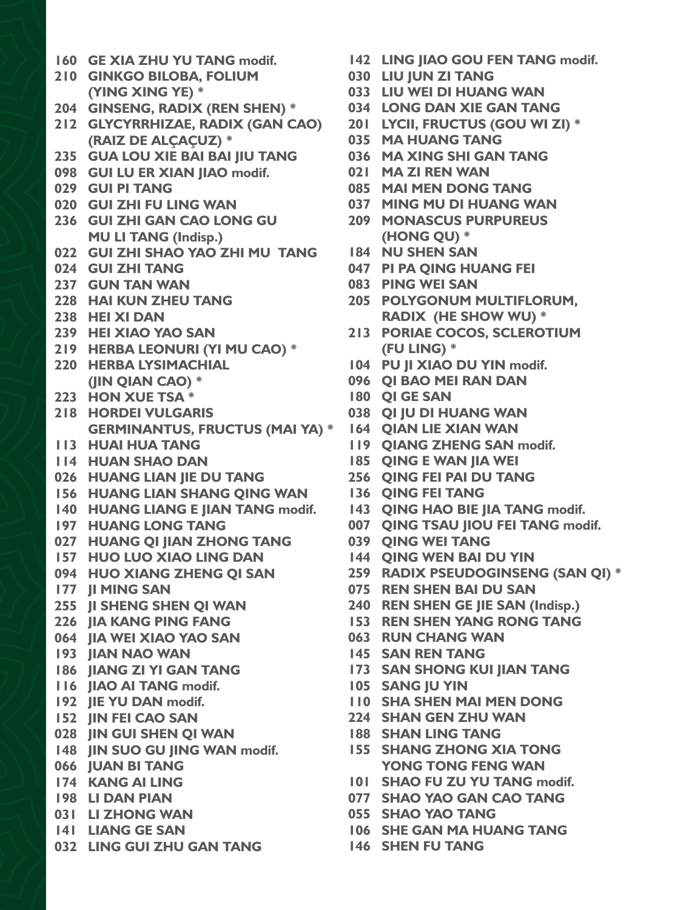**160 GE XIA ZHU YU TANG** modif.
**210 GINKGO BILOBA, FOLIUM (YING XING YE) ***
**204 GINSENG, RADIX (REN SHEN) ***
**212 GLYCYRRHIZAE, RADIX (GAN CAO) (RAIZ DE ALÇAÇUZ) ***
**235 GUA LOU XIE BAI BAI JIU TANG**
**098 GUI LU ER XIAN JIAO** modif.
**029 GUI PI TANG**
**020 GUI ZHI FU LING WAN**
**236 GUI ZHI GAN CAO LONG GU MU LI TANG** (Indisp.)
**022 GUI ZHI SHAO YAO ZHI MU TANG**
**024 GUI ZHI TANG**
**237 GUN TAN WAN**
**228 HAI KUN ZHEU TANG**
**238 HEI XI DAN**
**239 HEI XIAO YAO SAN**
**219 HERBA LEONURI (YI MU CAO) ***
**220 HERBA LYSIMACHIAL (JIN QIAN CAO) ***
**223 HON XUE TSA ***
**218 HORDEI VULGARIS GERMINANTUS, FRUCTUS (MAI YA) ***
**113 HUAI HUA TANG**
**114 HUAN SHAO DAN**
**026 HUANG LIAN JIE DU TANG**
**156 HUANG LIAN SHANG QING WAN**
**140 HUANG LIANG E JIAN TANG** modif.
**197 HUANG LONG TANG**
**027 HUANG QI JIAN ZHONG TANG**
**157 HUO LUO XIAO LING DAN**
**094 HUO XIANG ZHENG QI SAN**
**177 JI MING SAN**
**255 JI SHENG SHEN QI WAN**
**226 JIA KANG PING FANG**
**064 JIA WEI XIAO YAO SAN**
**193 JIAN NAO WAN**
**186 JIANG ZI YI GAN TANG**
**116 JIAO AI TANG** modif.
**192 JIE YU DAN** modif.
**152 JIN FEI CAO SAN**
**028 JIN GUI SHEN QI WAN**
**148 JIN SUO GU JING WAN** modif.
**066 JUAN BI TANG**
**174 KANG AI LING**
**198 LI DAN PIAN**
**031 LI ZHONG WAN**
**141 LIANG GE SAN**
**032 LING GUI ZHU GAN TANG**
**142 LING JIAO GOU FEN TANG** modif.
**030 LIU JUN ZI TANG**
**033 LIU WEI DI HUANG WAN**
**034 LONG DAN XIE GAN TANG**
**201 LYCII, FRUCTUS (GOU WI ZI) ***
**035 MA HUANG TANG**
**036 MA XING SHI GAN TANG**
**021 MA ZI REN WAN**
**085 MAI MEN DONG TANG**
**037 MING MU DI HUANG WAN**
**209 MONASCUS PURPUREUS (HONG QU) ***
**184 NU SHEN SAN**
**047 PI PA QING HUANG FEI**
**083 PING WEI SAN**
**205 POLYGONUM MULTIFLORUM, RADIX (HE SHOW WU) ***
**213 PORIAE COCOS, SCLEROTIUM (FU LING) ***
**104 PU JI XIAO DU YIN** modif.
**096 QI BAO MEI RAN DAN**
**180 QI GE SAN**
**038 QI JU DI HUANG WAN**
**164 QIAN LIE XIAN WAN**
**119 QIANG ZHENG SAN** modif.
**185 QING E WAN JIA WEI**
**256 QING FEI PAI DU TANG**
**136 QING FEI TANG**
**143 QING HAO BIE JIA TANG** modif.
**007 QING TSAU JIOU FEI TANG** modif.
**039 QING WEI TANG**
**144 QING WEN BAI DU YIN**
**259 RADIX PSEUDOGINSENG (SAN QI) ***
**075 REN SHEN BAI DU SAN**
**240 REN SHEN GE JIE SAN** (Indisp.)
**153 REN SHEN YANG RONG TANG**
**063 RUN CHANG WAN**
**145 SAN REN TANG**
**173 SAN SHONG KUI JIAN TANG**
**105 SANG JU YIN**
**110 SHA SHEN MAI MEN DONG**
**224 SHAN GEN ZHU WAN**
**188 SHAN LING TANG**
**155 SHANG ZHONG XIA TONG YONG TONG FENG WAN**
**101 SHAO FU ZU YU TANG** modif.
**077 SHAO YAO GAN CAO TANG**
**055 SHAO YAO TANG**
**106 SHE GAN MA HUANG TANG**
**146 SHEN FU TANG**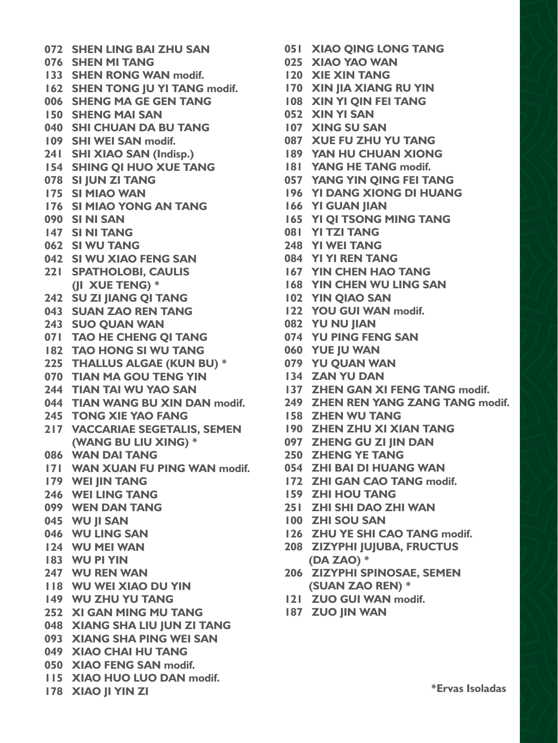**072 SHEN LING BAI ZHU SAN**
**076 SHEN MI TANG**
**133 SHEN RONG WAN** modif.
**162 SHEN TONG JU YI TANG** modif.
**006 SHENG MA GE GEN TANG**
**150 SHENG MAI SAN**
**040 SHI CHUAN DA BU TANG**
**109 SHI WEI SAN** modif.
**241 SHI XIAO SAN (Indisp.)**
**154 SHING QI HUO XUE TANG**
**078 SI JUN ZI TANG**
**175 SI MIAO WAN**
**176 SI MIAO YONG AN TANG**
**090 SI NI SAN**
**147 SI NI TANG**
**062 SI WU TANG**
**042 SI WU XIAO FENG SAN**
**221 SPATHOLOBI, CAULIS (JI XUE TENG) \***
**242 SU ZI JIANG QI TANG**
**043 SUAN ZAO REN TANG**
**243 SUO QUAN WAN**
**071 TAO HE CHENG QI TANG**
**182 TAO HONG SI WU TANG**
**225 THALLUS ALGAE (KUN BU) \***
**070 TIAN MA GOU TENG YIN**
**244 TIAN TAI WU YAO SAN**
**044 TIAN WANG BU XIN DAN** modif.
**245 TONG XIE YAO FANG**
**217 VACCARIAE SEGETALIS, SEMEN (WANG BU LIU XING) \***
**086 WAN DAI TANG**
**171 WAN XUAN FU PING WAN** modif.
**179 WEI JIN TANG**
**246 WEI LING TANG**
**099 WEN DAN TANG**
**045 WU JI SAN**
**046 WU LING SAN**
**124 WU MEI WAN**
**183 WU PI YIN**
**247 WU REN WAN**
**118 WU WEI XIAO DU YIN**
**149 WU ZHU YU TANG**
**252 XI GAN MING MU TANG**
**048 XIANG SHA LIU JUN ZI TANG**
**093 XIANG SHA PING WEI SAN**
**049 XIAO CHAI HU TANG**
**050 XIAO FENG SAN** modif.
**115 XIAO HUO LUO DAN** modif.
**178 XIAO JI YIN ZI**
**051 XIAO QING LONG TANG**
**025 XIAO YAO WAN**
**120 XIE XIN TANG**
**170 XIN JIA XIANG RU YIN**
**108 XIN YI QIN FEI TANG**
**052 XIN YI SAN**
**107 XING SU SAN**
**087 XUE FU ZHU YU TANG**
**189 YAN HU CHUAN XIONG**
**181 YANG HE TANG** modif.
**057 YANG YIN QING FEI TANG**
**196 YI DANG XIONG DI HUANG**
**166 YI GUAN JIAN**
**165 YI QI TSONG MING TANG**
**081 YI TZI TANG**
**248 YI WEI TANG**
**084 YI YI REN TANG**
**167 YIN CHEN HAO TANG**
**168 YIN CHEN WU LING SAN**
**102 YIN QIAO SAN**
**122 YOU GUI WAN** modif.
**082 YU NU JIAN**
**074 YU PING FENG SAN**
**060 YUE JU WAN**
**079 YU QUAN WAN**
**134 ZAN YU DAN**
**137 ZHEN GAN XI FENG TANG** modif.
**249 ZHEN REN YANG ZANG TANG** modif.
**158 ZHEN WU TANG**
**190 ZHEN ZHU XI XIAN TANG**
**097 ZHENG GU ZI JIN DAN**
**250 ZHENG YE TANG**
**054 ZHI BAI DI HUANG WAN**
**172 ZHI GAN CAO TANG** modif.
**159 ZHI HOU TANG**
**251 ZHI SHI DAO ZHI WAN**
**100 ZHI SOU SAN**
**126 ZHU YE SHI CAO TANG** modif.
**208 ZIZYPHI JUJUBA, FRUCTUS (DA ZAO) \***
**206 ZIZYPHI SPINOSAE, SEMEN (SUAN ZAO REN) \***
**121 ZUO GUI WAN** modif.
**187 ZUO JIN WAN**

**\*Ervas Isoladas**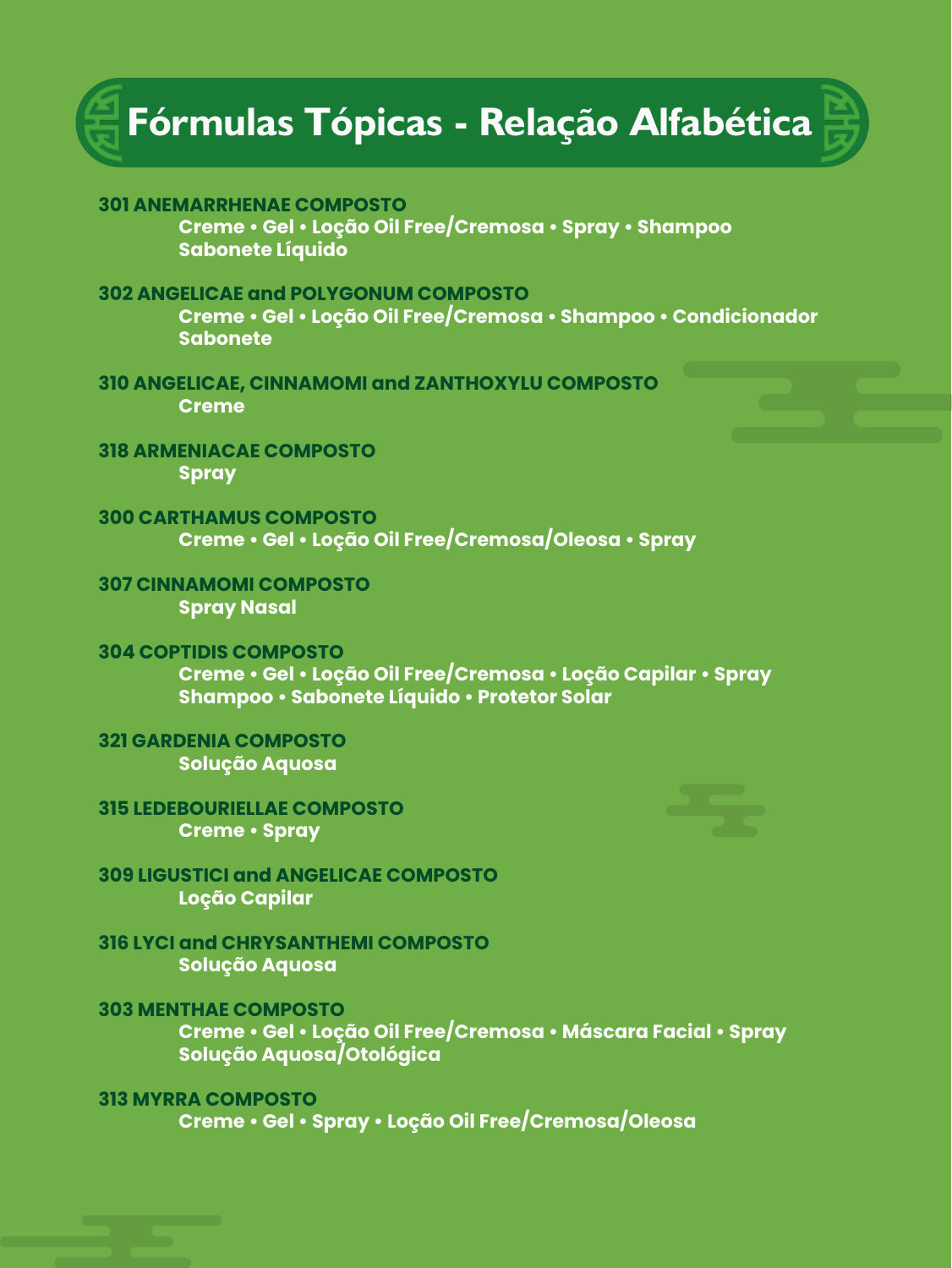# Fórmulas Tópicas - Relação Alfabética

**301 ANEMARRHENAE COMPOSTO**
**Creme • Gel • Loção Oil Free/Cremosa • Spray • Shampoo**
**Sabonete Líquido**

**302 ANGELICAE and POLYGONUM COMPOSTO**
**Creme • Gel • Loção Oil Free/Cremosa • Shampoo • Condicionador**
**Sabonete**

**310 ANGELICAE, CINNAMOMI and ZANTHOXYLU COMPOSTO**
**Creme**

**318 ARMENIACAE COMPOSTO**
**Spray**

**300 CARTHAMUS COMPOSTO**
**Creme • Gel • Loção Oil Free/Cremosa/Oleosa • Spray**

**307 CINNAMOMI COMPOSTO**
**Spray Nasal**

**304 COPTIDIS COMPOSTO**
**Creme • Gel • Loção Oil Free/Cremosa • Loção Capilar • Spray**
**Shampoo • Sabonete Líquido • Protetor Solar**

**321 GARDENIA COMPOSTO**
**Solução Aquosa**

**315 LEDEBOURIELLAE COMPOSTO**
**Creme • Spray**

**309 LIGUSTICI and ANGELICAE COMPOSTO**
**Loção Capilar**

**316 LYCI and CHRYSANTHEMI COMPOSTO**
**Solução Aquosa**

**303 MENTHAE COMPOSTO**
**Creme • Gel • Loção Oil Free/Cremosa • Máscara Facial • Spray**
**Solução Aquosa/Otológica**

**313 MYRRA COMPOSTO**
**Creme • Gel • Spray • Loção Oil Free/Cremosa/Oleosa**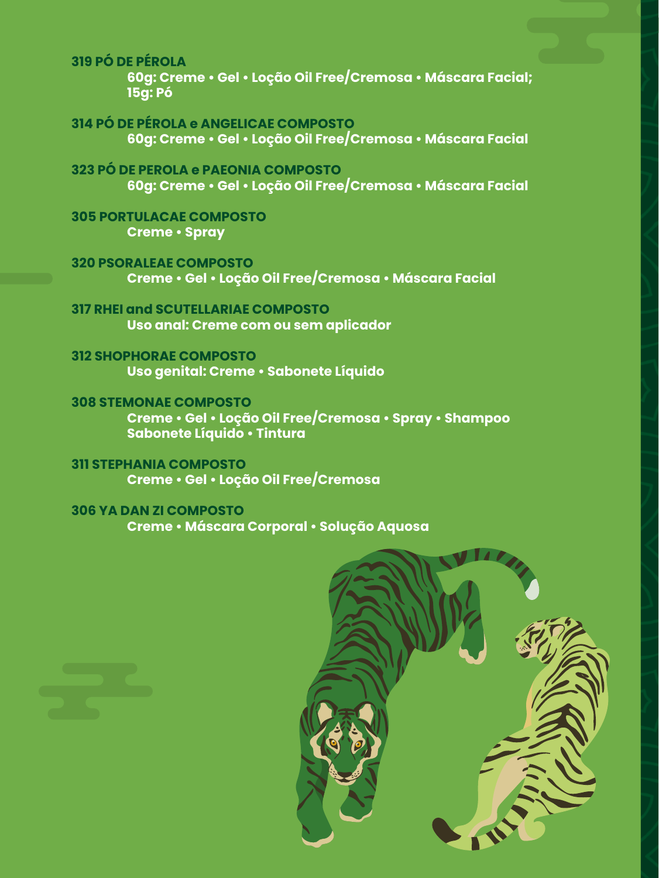**319 PÓ DE PÉROLA**
60g: Creme • Gel • Loção Oil Free/Cremosa • Máscara Facial;
15g: Pó

**314 PÓ DE PÉROLA e ANGELICAE COMPOSTO**
60g: Creme • Gel • Loção Oil Free/Cremosa • Máscara Facial

**323 PÓ DE PEROLA e PAEONIA COMPOSTO**
60g: Creme • Gel • Loção Oil Free/Cremosa • Máscara Facial

**305 PORTULACAE COMPOSTO**
Creme • Spray

**320 PSORALEAE COMPOSTO**
Creme • Gel • Loção Oil Free/Cremosa • Máscara Facial

**317 RHEI and SCUTELLARIAE COMPOSTO**
Uso anal: Creme com ou sem aplicador

**312 SHOPHORAE COMPOSTO**
Uso genital: Creme • Sabonete Líquido

**308 STEMONAE COMPOSTO**
Creme • Gel • Loção Oil Free/Cremosa • Spray • Shampoo
Sabonete Líquido • Tintura

**311 STEPHANIA COMPOSTO**
Creme • Gel • Loção Oil Free/Cremosa

**306 YA DAN ZI COMPOSTO**
Creme • Máscara Corporal • Solução Aquosa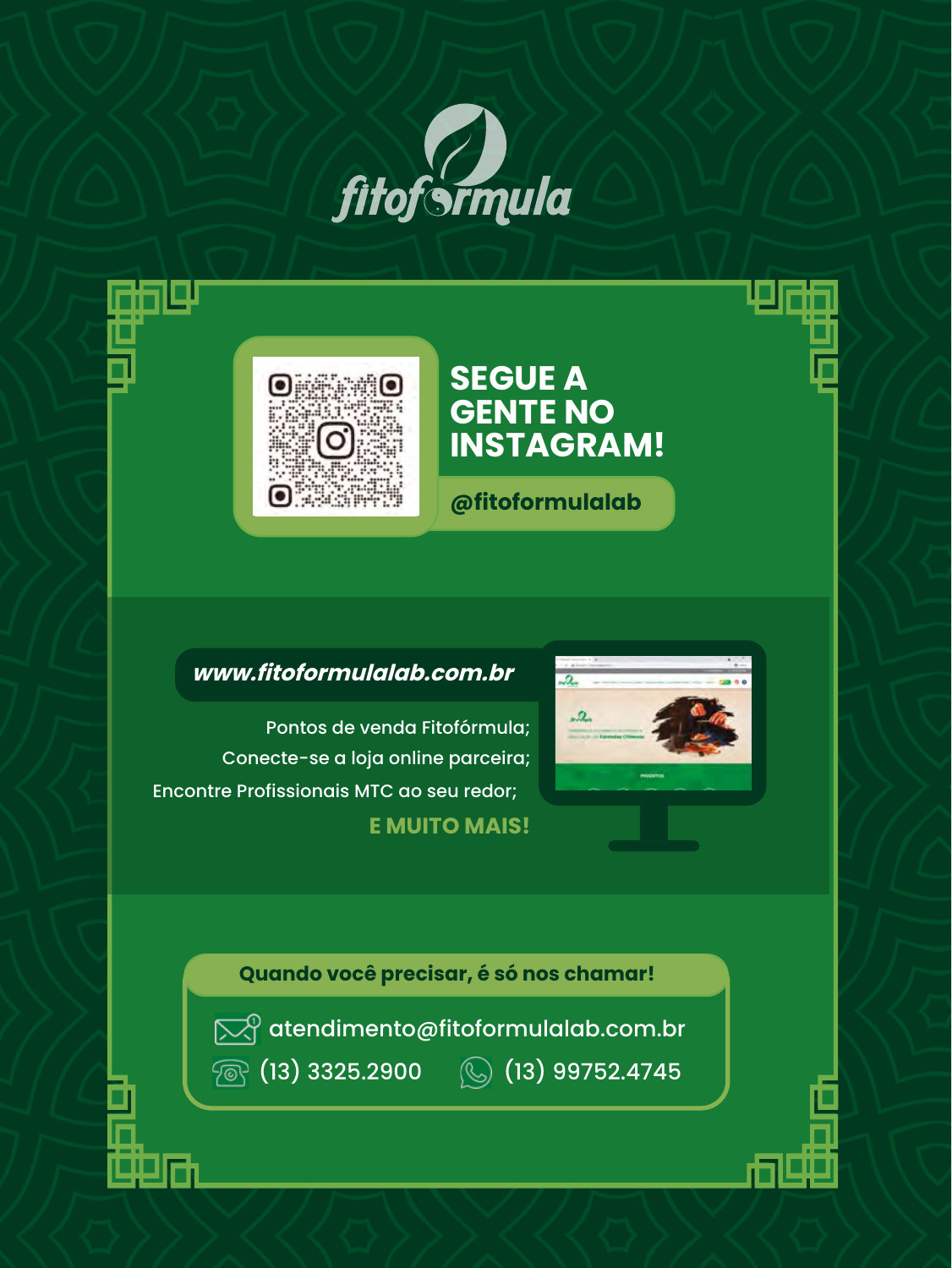fitofórmula

## SEGUE A GENTE NO INSTAGRAM!

**@fitoformulalab**

***www.fitoformulalab.com.br***

Pontos de venda Fitofórmula;
Conecte-se a loja online parceira;
Encontre Profissionais MTC ao seu redor;

**E MUITO MAIS!**

**Quando você precisar, é só nos chamar!**

atendimento@fitoformulalab.com.br

(13) 3325.2900 (13) 99752.4745